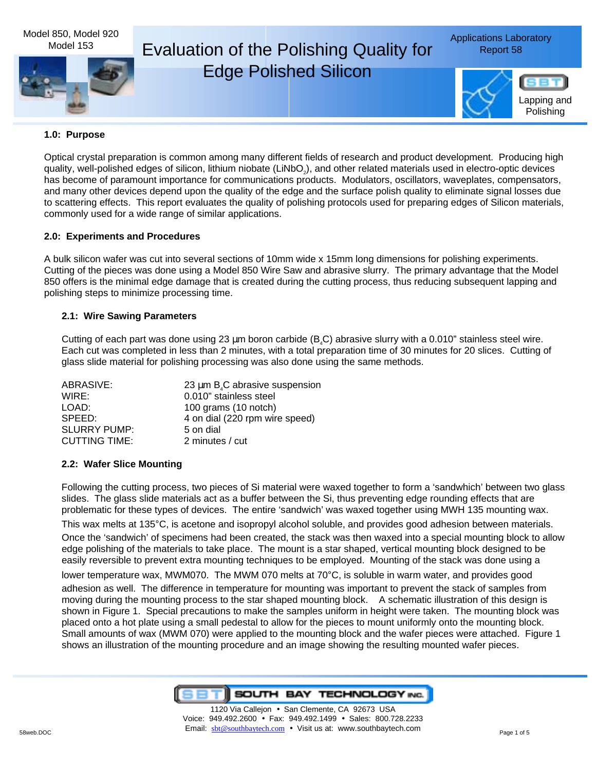Model 850, Model 920
Model 153

# Evaluation of the Polishing Quality for Edge Polished Silicon

Applications Laboratory Report 58

Lapping and Polishing

## 1.0: Purpose

Optical crystal preparation is common among many different fields of research and product development. Producing high quality, well-polished edges of silicon, lithium niobate ($LiNbO_2$), and other related materials used in electro-optic devices has become of paramount importance for communications products. Modulators, oscillators, waveplates, compensators, and many other devices depend upon the quality of the edge and the surface polish quality to eliminate signal losses due to scattering effects. This report evaluates the quality of polishing protocols used for preparing edges of Silicon materials, commonly used for a wide range of similar applications.

## 2.0: Experiments and Procedures

A bulk silicon wafer was cut into several sections of 10mm wide x 15mm long dimensions for polishing experiments. Cutting of the pieces was done using a Model 850 Wire Saw and abrasive slurry. The primary advantage that the Model 850 offers is the minimal edge damage that is created during the cutting process, thus reducing subsequent lapping and polishing steps to minimize processing time.

### 2.1: Wire Sawing Parameters

Cutting of each part was done using 23 µm boron carbide ($B_4C$) abrasive slurry with a 0.010" stainless steel wire. Each cut was completed in less than 2 minutes, with a total preparation time of 30 minutes for 20 slices. Cutting of glass slide material for polishing processing was also done using the same methods.

| | |
|---|---|
| ABRASIVE: | 23 µm $B_4C$ abrasive suspension |
| WIRE: | 0.010" stainless steel |
| LOAD: | 100 grams (10 notch) |
| SPEED: | 4 on dial (220 rpm wire speed) |
| SLURRY PUMP: | 5 on dial |
| CUTTING TIME: | 2 minutes / cut |

### 2.2: Wafer Slice Mounting

Following the cutting process, two pieces of Si material were waxed together to form a 'sandwhich' between two glass slides. The glass slide materials act as a buffer between the Si, thus preventing edge rounding effects that are problematic for these types of devices. The entire 'sandwich' was waxed together using MWH 135 mounting wax. This wax melts at 135°C, is acetone and isopropyl alcohol soluble, and provides good adhesion between materials. Once the 'sandwich' of specimens had been created, the stack was then waxed into a special mounting block to allow edge polishing of the materials to take place. The mount is a star shaped, vertical mounting block designed to be easily reversible to prevent extra mounting techniques to be employed. Mounting of the stack was done using a lower temperature wax, MWM070. The MWM 070 melts at 70°C, is soluble in warm water, and provides good adhesion as well. The difference in temperature for mounting was important to prevent the stack of samples from moving during the mounting process to the star shaped mounting block. A schematic illustration of this design is shown in Figure 1. Special precautions to make the samples uniform in height were taken. The mounting block was placed onto a hot plate using a small pedestal to allow for the pieces to mount uniformly onto the mounting block. Small amounts of wax (MWM 070) were applied to the mounting block and the wafer pieces were attached. Figure 1 shows an illustration of the mounting procedure and an image showing the resulting mounted wafer pieces.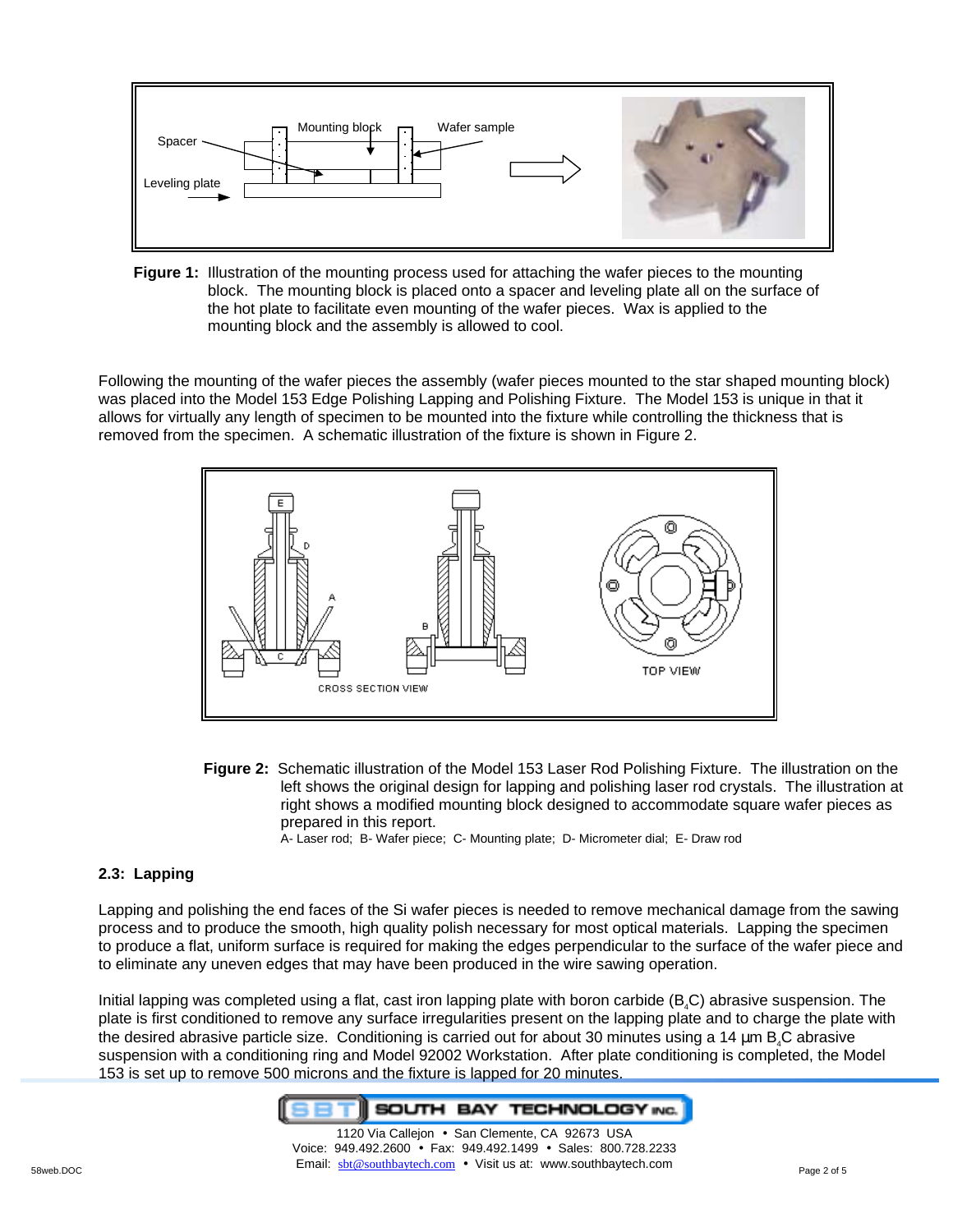**Figure 1:** Illustration of the mounting process used for attaching the wafer pieces to the mounting block. The mounting block is placed onto a spacer and leveling plate all on the surface of the hot plate to facilitate even mounting of the wafer pieces. Wax is applied to the mounting block and the assembly is allowed to cool.

Following the mounting of the wafer pieces the assembly (wafer pieces mounted to the star shaped mounting block) was placed into the Model 153 Edge Polishing Lapping and Polishing Fixture. The Model 153 is unique in that it allows for virtually any length of specimen to be mounted into the fixture while controlling the thickness that is removed from the specimen. A schematic illustration of the fixture is shown in Figure 2.

**Figure 2:** Schematic illustration of the Model 153 Laser Rod Polishing Fixture. The illustration on the left shows the original design for lapping and polishing laser rod crystals. The illustration at right shows a modified mounting block designed to accommodate square wafer pieces as prepared in this report.
A- Laser rod; B- Wafer piece; C- Mounting plate; D- Micrometer dial; E- Draw rod

### 2.3: Lapping

Lapping and polishing the end faces of the Si wafer pieces is needed to remove mechanical damage from the sawing process and to produce the smooth, high quality polish necessary for most optical materials. Lapping the specimen to produce a flat, uniform surface is required for making the edges perpendicular to the surface of the wafer piece and to eliminate any uneven edges that may have been produced in the wire sawing operation.

Initial lapping was completed using a flat, cast iron lapping plate with boron carbide ($B_4C$) abrasive suspension. The plate is first conditioned to remove any surface irregularities present on the lapping plate and to charge the plate with the desired abrasive particle size. Conditioning is carried out for about 30 minutes using a 14 µm $B_4C$ abrasive suspension with a conditioning ring and Model 92002 Workstation. After plate conditioning is completed, the Model 153 is set up to remove 500 microns and the fixture is lapped for 20 minutes.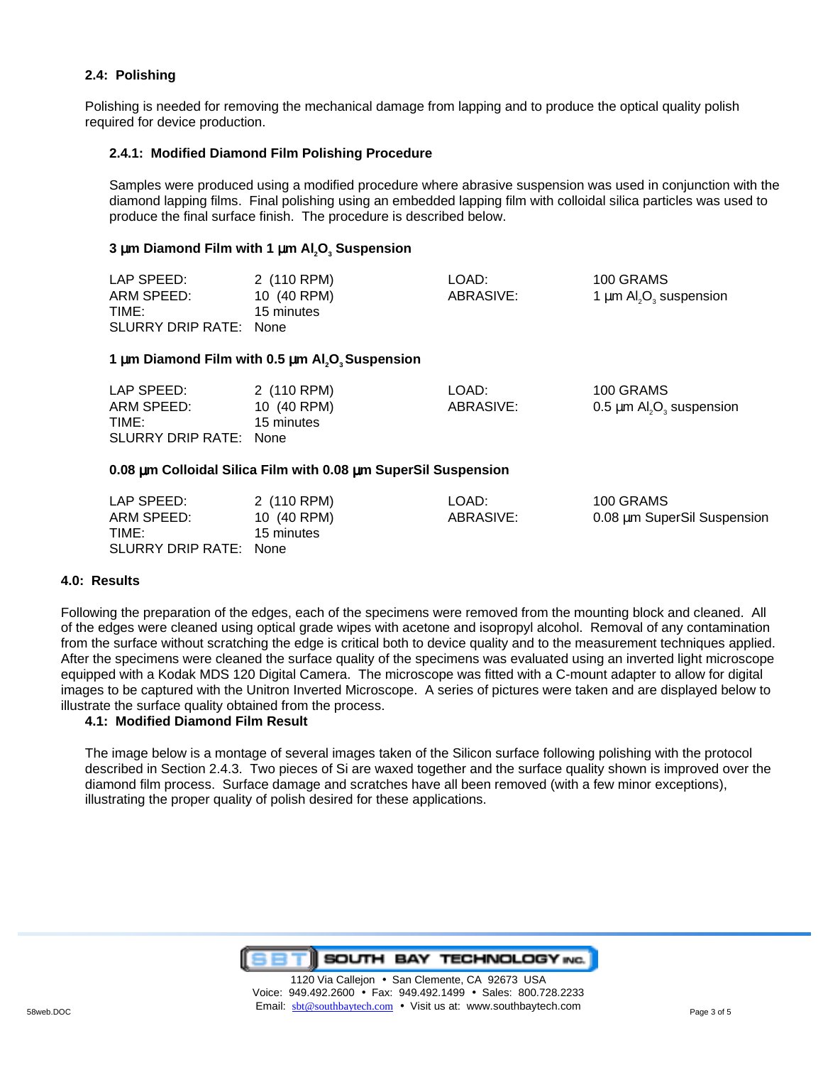### 2.4: Polishing

Polishing is needed for removing the mechanical damage from lapping and to produce the optical quality polish required for device production.

#### 2.4.1: Modified Diamond Film Polishing Procedure

Samples were produced using a modified procedure where abrasive suspension was used in conjunction with the diamond lapping films. Final polishing using an embedded lapping film with colloidal silica particles was used to produce the final surface finish. The procedure is described below.

**3 µm Diamond Film with 1 µm $Al_2O_3$ Suspension**

| | | | |
|---|---|---|---|
| LAP SPEED: | 2 (110 RPM) | LOAD: | 100 GRAMS |
| ARM SPEED: | 10 (40 RPM) | ABRASIVE: | 1 µm $Al_2O_3$ suspension |
| TIME: | 15 minutes | | |
| SLURRY DRIP RATE: | None | | |

**1 µm Diamond Film with 0.5 µm $Al_2O_3$ Suspension**

| | | | |
|---|---|---|---|
| LAP SPEED: | 2 (110 RPM) | LOAD: | 100 GRAMS |
| ARM SPEED: | 10 (40 RPM) | ABRASIVE: | 0.5 µm $Al_2O_3$ suspension |
| TIME: | 15 minutes | | |
| SLURRY DRIP RATE: | None | | |

**0.08 µm Colloidal Silica Film with 0.08 µm SuperSil Suspension**

| | | | |
|---|---|---|---|
| LAP SPEED: | 2 (110 RPM) | LOAD: | 100 GRAMS |
| ARM SPEED: | 10 (40 RPM) | ABRASIVE: | 0.08 µm SuperSil Suspension |
| TIME: | 15 minutes | | |
| SLURRY DRIP RATE: | None | | |

## 4.0: Results

Following the preparation of the edges, each of the specimens were removed from the mounting block and cleaned. All of the edges were cleaned using optical grade wipes with acetone and isopropyl alcohol. Removal of any contamination from the surface without scratching the edge is critical both to device quality and to the measurement techniques applied. After the specimens were cleaned the surface quality of the specimens was evaluated using an inverted light microscope equipped with a Kodak MDS 120 Digital Camera. The microscope was fitted with a C-mount adapter to allow for digital images to be captured with the Unitron Inverted Microscope. A series of pictures were taken and are displayed below to illustrate the surface quality obtained from the process.

### 4.1: Modified Diamond Film Result

The image below is a montage of several images taken of the Silicon surface following polishing with the protocol described in Section 2.4.3. Two pieces of Si are waxed together and the surface quality shown is improved over the diamond film process. Surface damage and scratches have all been removed (with a few minor exceptions), illustrating the proper quality of polish desired for these applications.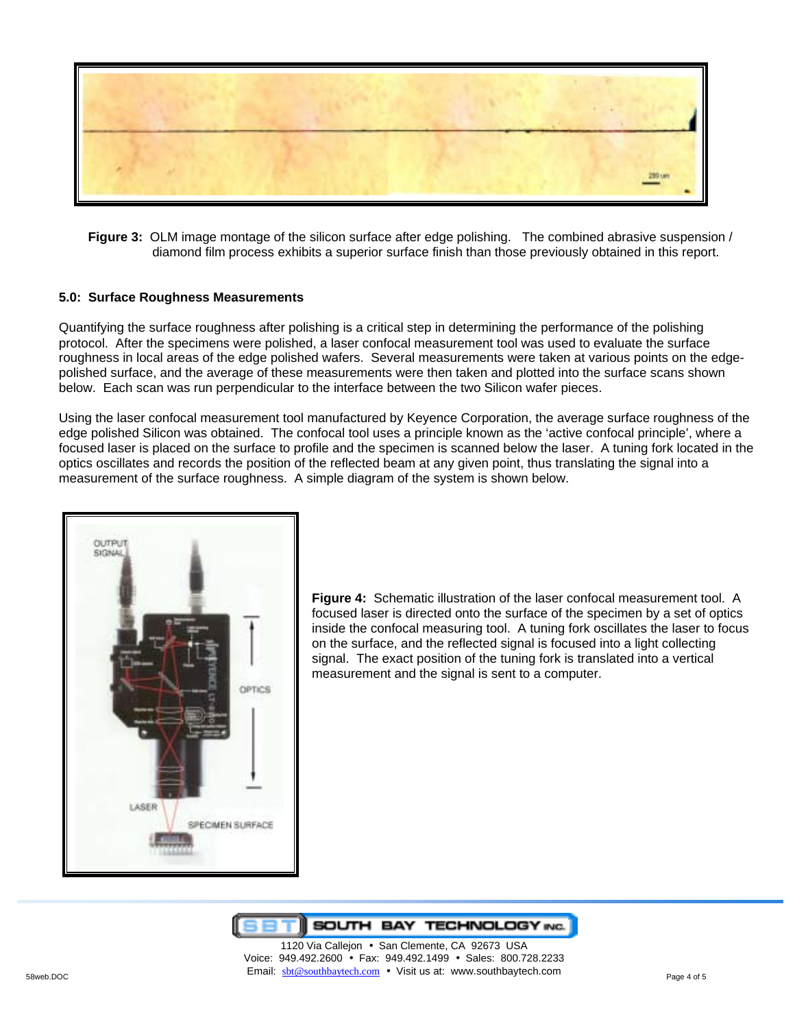**Figure 3:** OLM image montage of the silicon surface after edge polishing. The combined abrasive suspension / diamond film process exhibits a superior surface finish than those previously obtained in this report.

### 5.0: Surface Roughness Measurements

Quantifying the surface roughness after polishing is a critical step in determining the performance of the polishing protocol. After the specimens were polished, a laser confocal measurement tool was used to evaluate the surface roughness in local areas of the edge polished wafers. Several measurements were taken at various points on the edge-polished surface, and the average of these measurements were then taken and plotted into the surface scans shown below. Each scan was run perpendicular to the interface between the two Silicon wafer pieces.

Using the laser confocal measurement tool manufactured by Keyence Corporation, the average surface roughness of the edge polished Silicon was obtained. The confocal tool uses a principle known as the 'active confocal principle', where a focused laser is placed on the surface to profile and the specimen is scanned below the laser. A tuning fork located in the optics oscillates and records the position of the reflected beam at any given point, thus translating the signal into a measurement of the surface roughness. A simple diagram of the system is shown below.

**Figure 4:** Schematic illustration of the laser confocal measurement tool. A focused laser is directed onto the surface of the specimen by a set of optics inside the confocal measuring tool. A tuning fork oscillates the laser to focus on the surface, and the reflected signal is focused into a light collecting signal. The exact position of the tuning fork is translated into a vertical measurement and the signal is sent to a computer.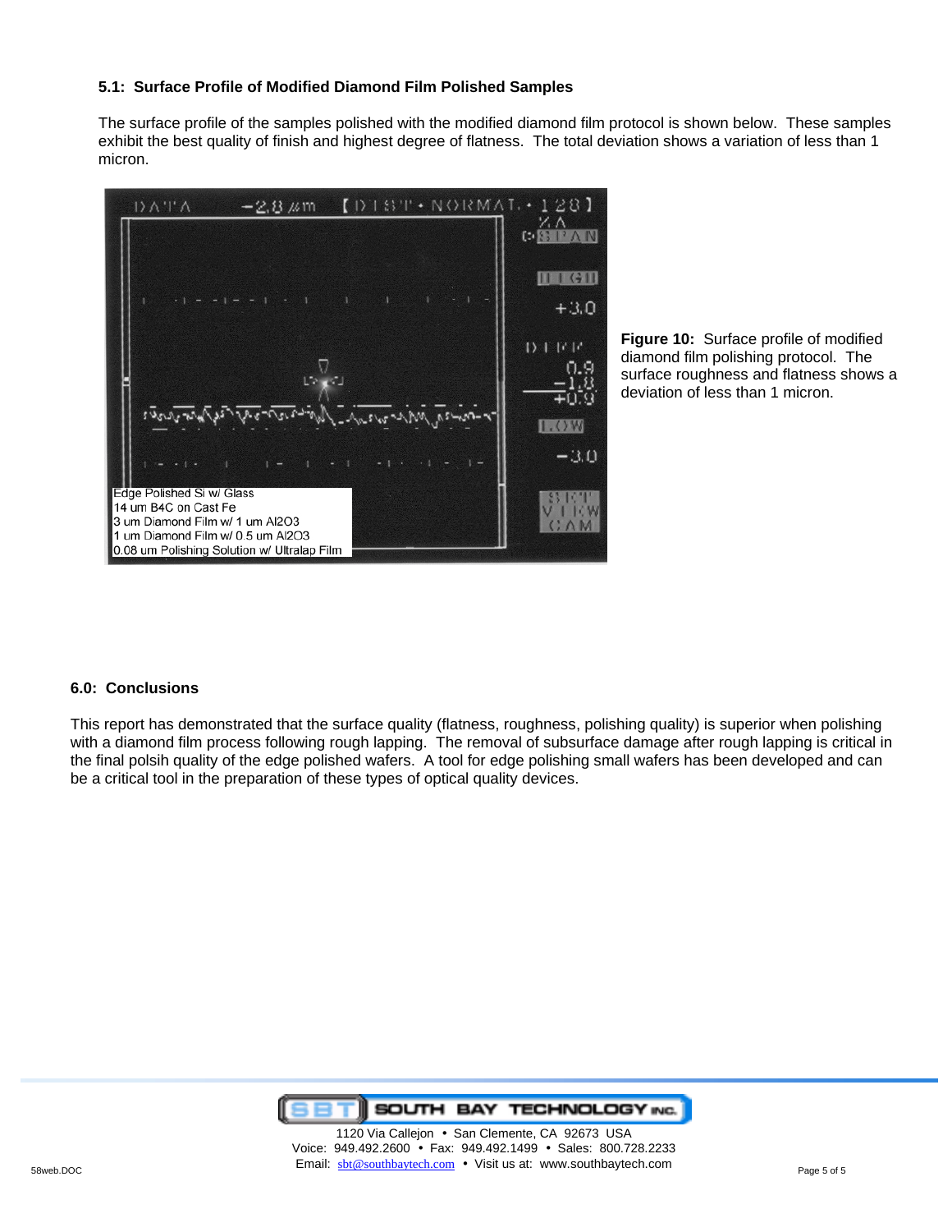### 5.1: Surface Profile of Modified Diamond Film Polished Samples

The surface profile of the samples polished with the modified diamond film protocol is shown below. These samples exhibit the best quality of finish and highest degree of flatness. The total deviation shows a variation of less than 1 micron.

DATA -2.8 µm [DIST•NORMAT•128]

%A

SPAN

HIGH

+3.0

DIFF

0.9

-1.8

+0.9

LOW

-3.0

SET

VIEW

CAM

Edge Polished Si w/ Glass
14 um B4C on Cast Fe
3 um Diamond Film w/ 1 um Al2O3
1 um Diamond Film w/ 0.5 um Al2O3
0.08 um Polishing Solution w/ Ultralap Film

**Figure 10:** Surface profile of modified diamond film polishing protocol. The surface roughness and flatness shows a deviation of less than 1 micron.

### 6.0: Conclusions

This report has demonstrated that the surface quality (flatness, roughness, polishing quality) is superior when polishing with a diamond film process following rough lapping. The removal of subsurface damage after rough lapping is critical in the final polsih quality of the edge polished wafers. A tool for edge polishing small wafers has been developed and can be a critical tool in the preparation of these types of optical quality devices.